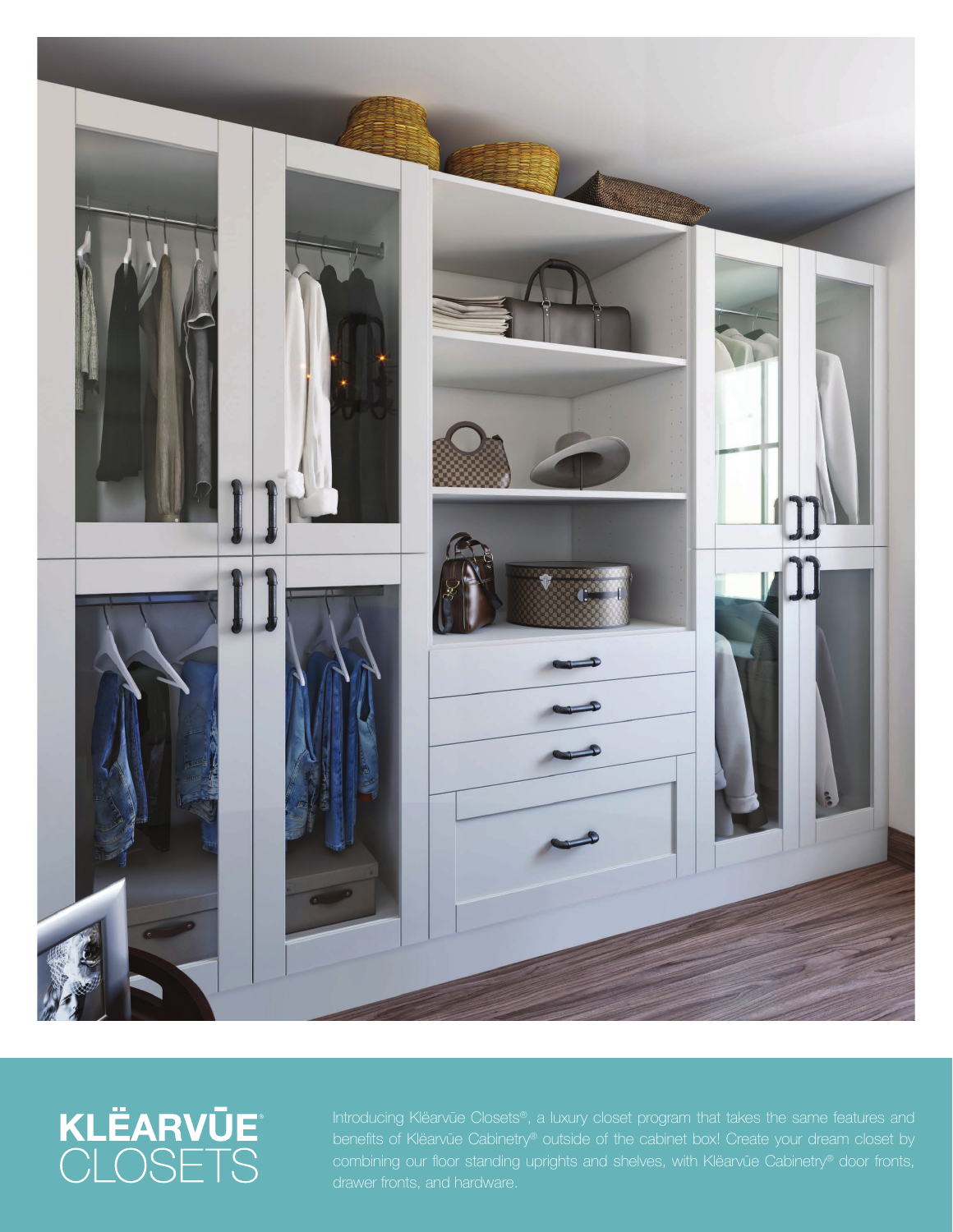# KLËARVŪE® CLOSETS

Introducing Klëarvūe Closets®, a luxury closet program that takes the same features and benefits of Klëarvūe Cabinetry® outside of the cabinet box! Create your dream closet by combining our floor standing uprights and shelves, with Klëarvūe Cabinetry® door fronts, drawer fronts, and hardware.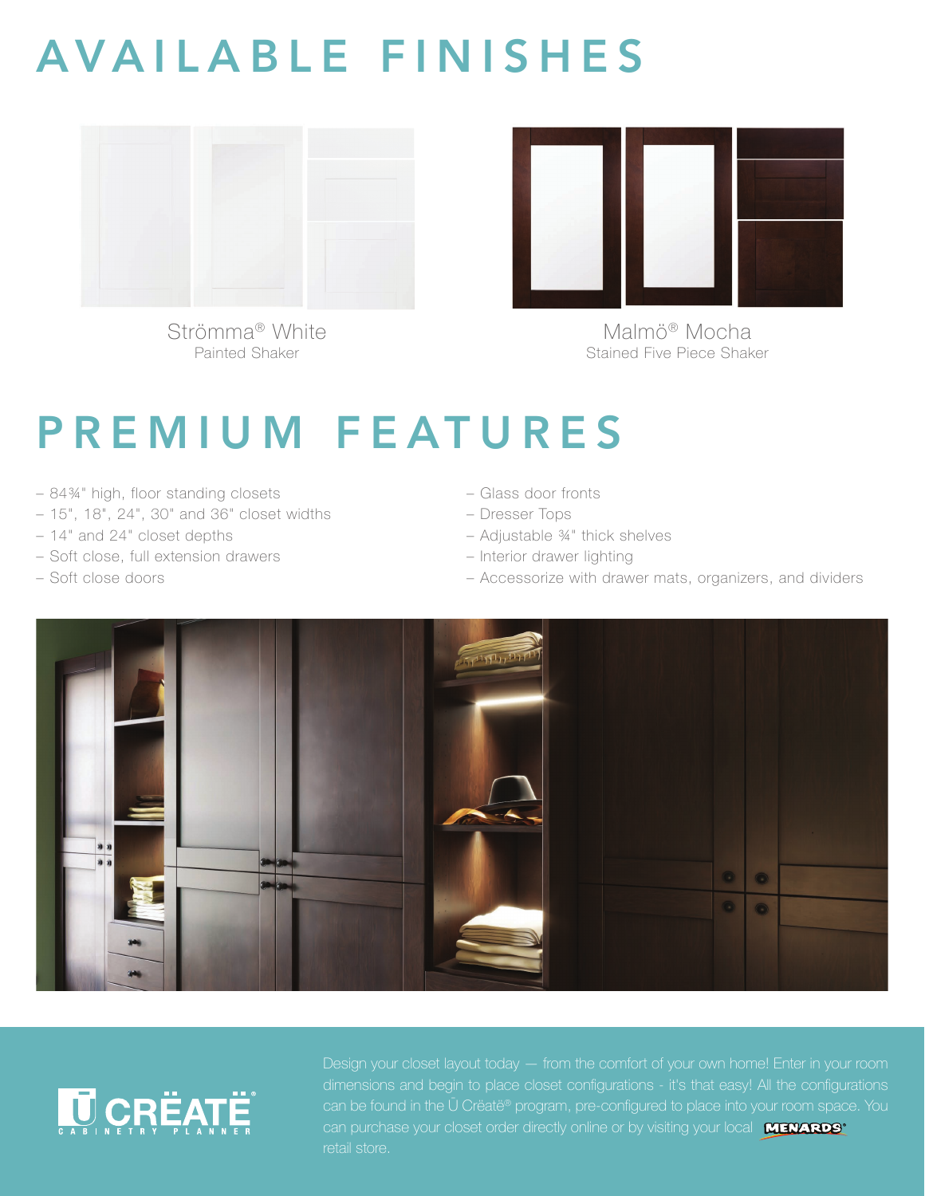# AVAILABLE FINISHES

Strömma® White
Painted Shaker

Malmö® Mocha
Stained Five Piece Shaker

# PREMIUM FEATURES

- 84¾" high, floor standing closets
- 15", 18", 24", 30" and 36" closet widths
- 14" and 24" closet depths
- Soft close, full extension drawers
- Soft close doors
- Glass door fronts
- Dresser Tops
- Adjustable ¾" thick shelves
- Interior drawer lighting
- Accessorize with drawer mats, organizers, and dividers

Ū CRËATË®
CABINETRY PLANNER

Design your closet layout today — from the comfort of your own home! Enter in your room dimensions and begin to place closet configurations - it's that easy! All the configurations can be found in the Ū Crëatë® program, pre-configured to place into your room space. You can purchase your closet order directly online or by visiting your local MENARDS® retail store.